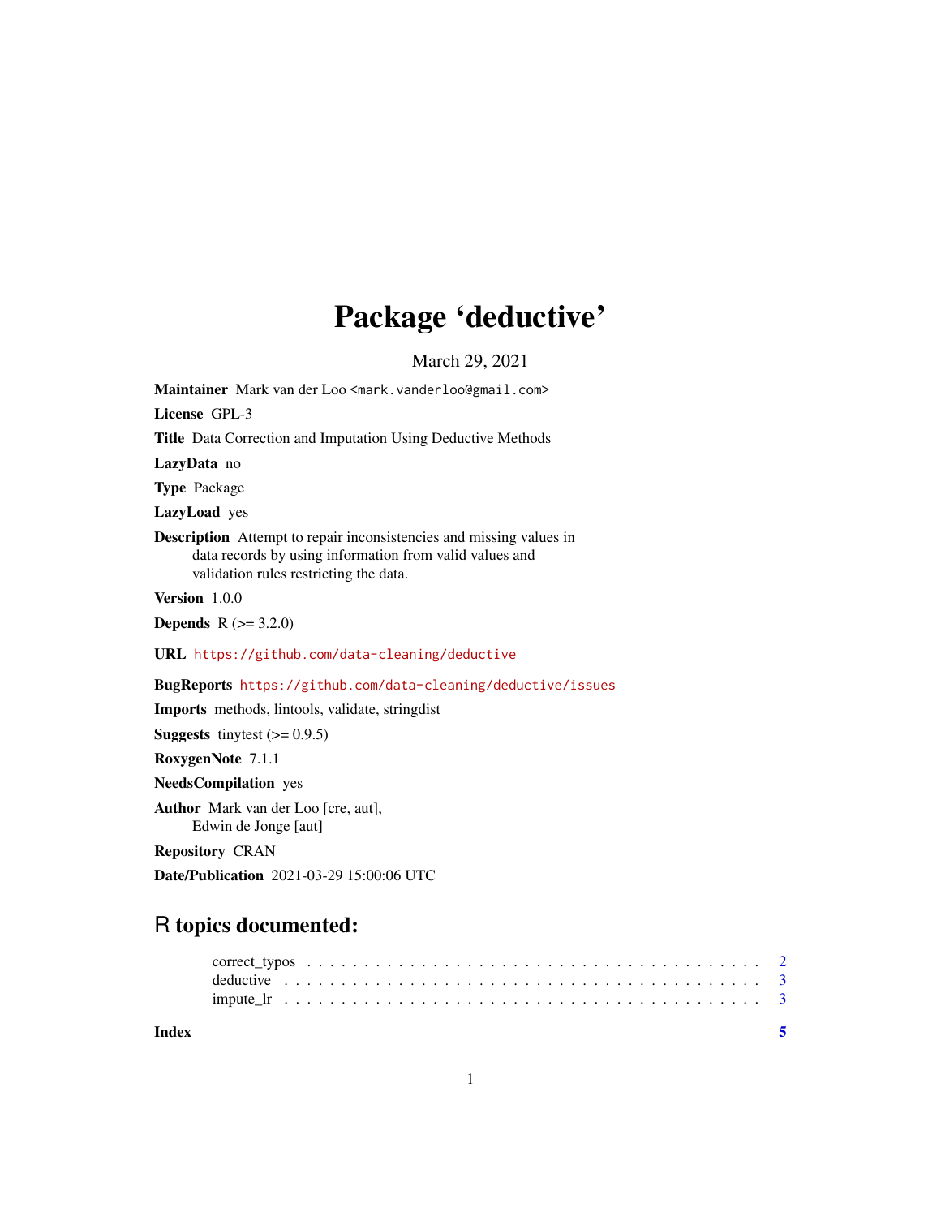# Package 'deductive'

March 29, 2021

**Maintainer** Mark van der Loo <mark.vanderloo@gmail.com>

**License** GPL-3

**Title** Data Correction and Imputation Using Deductive Methods

**LazyData** no

**Type** Package

**LazyLoad** yes

**Description** Attempt to repair inconsistencies and missing values in data records by using information from valid values and validation rules restricting the data.

**Version** 1.0.0

**Depends** R (>= 3.2.0)

**URL** https://github.com/data-cleaning/deductive

**BugReports** https://github.com/data-cleaning/deductive/issues

**Imports** methods, lintools, validate, stringdist

**Suggests** tinytest (>= 0.9.5)

**RoxygenNote** 7.1.1

**NeedsCompilation** yes

**Author** Mark van der Loo [cre, aut], Edwin de Jonge [aut]

**Repository** CRAN

**Date/Publication** 2021-03-29 15:00:06 UTC

## R topics documented:

| | |
|---|---|
| correct_typos | 2 |
| deductive | 3 |
| impute_lr | 3 |
| **Index** | **5** |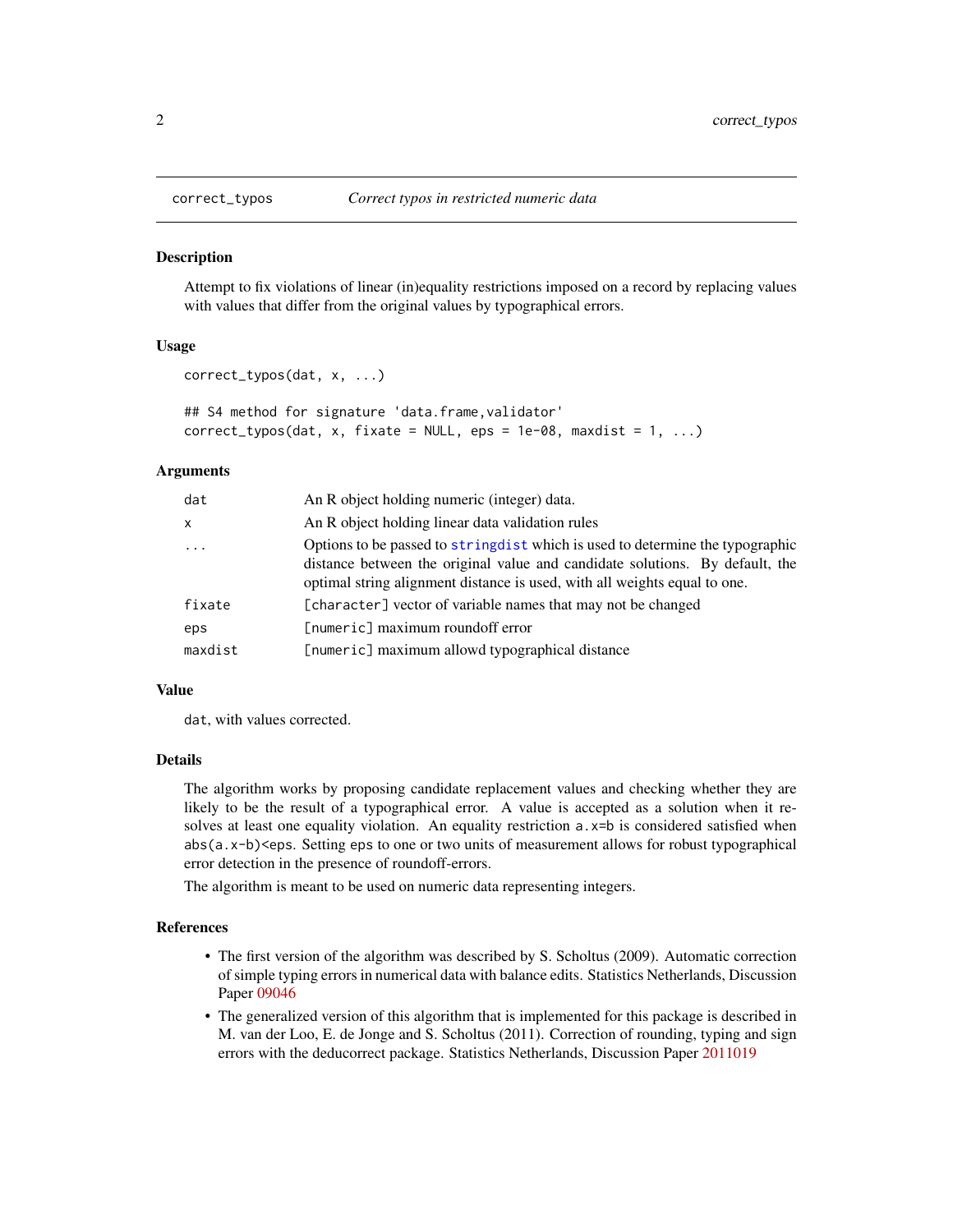## correct_typos — *Correct typos in restricted numeric data*

### Description

Attempt to fix violations of linear (in)equality restrictions imposed on a record by replacing values with values that differ from the original values by typographical errors.

### Usage

```
correct_typos(dat, x, ...)

## S4 method for signature 'data.frame,validator'
correct_typos(dat, x, fixate = NULL, eps = 1e-08, maxdist = 1, ...)
```

### Arguments

| | |
|---|---|
| `dat` | An R object holding numeric (integer) data. |
| `x` | An R object holding linear data validation rules |
| `...` | Options to be passed to `stringdist` which is used to determine the typographic distance between the original value and candidate solutions. By default, the optimal string alignment distance is used, with all weights equal to one. |
| `fixate` | `[character]` vector of variable names that may not be changed |
| `eps` | `[numeric]` maximum roundoff error |
| `maxdist` | `[numeric]` maximum allowd typographical distance |

### Value

`dat`, with values corrected.

### Details

The algorithm works by proposing candidate replacement values and checking whether they are likely to be the result of a typographical error. A value is accepted as a solution when it resolves at least one equality violation. An equality restriction `a.x=b` is considered satisfied when `abs(a.x-b)<eps`. Setting `eps` to one or two units of measurement allows for robust typographical error detection in the presence of roundoff-errors.

The algorithm is meant to be used on numeric data representing integers.

### References

- The first version of the algorithm was described by S. Scholtus (2009). Automatic correction of simple typing errors in numerical data with balance edits. Statistics Netherlands, Discussion Paper 09046
- The generalized version of this algorithm that is implemented for this package is described in M. van der Loo, E. de Jonge and S. Scholtus (2011). Correction of rounding, typing and sign errors with the deducorrect package. Statistics Netherlands, Discussion Paper 2011019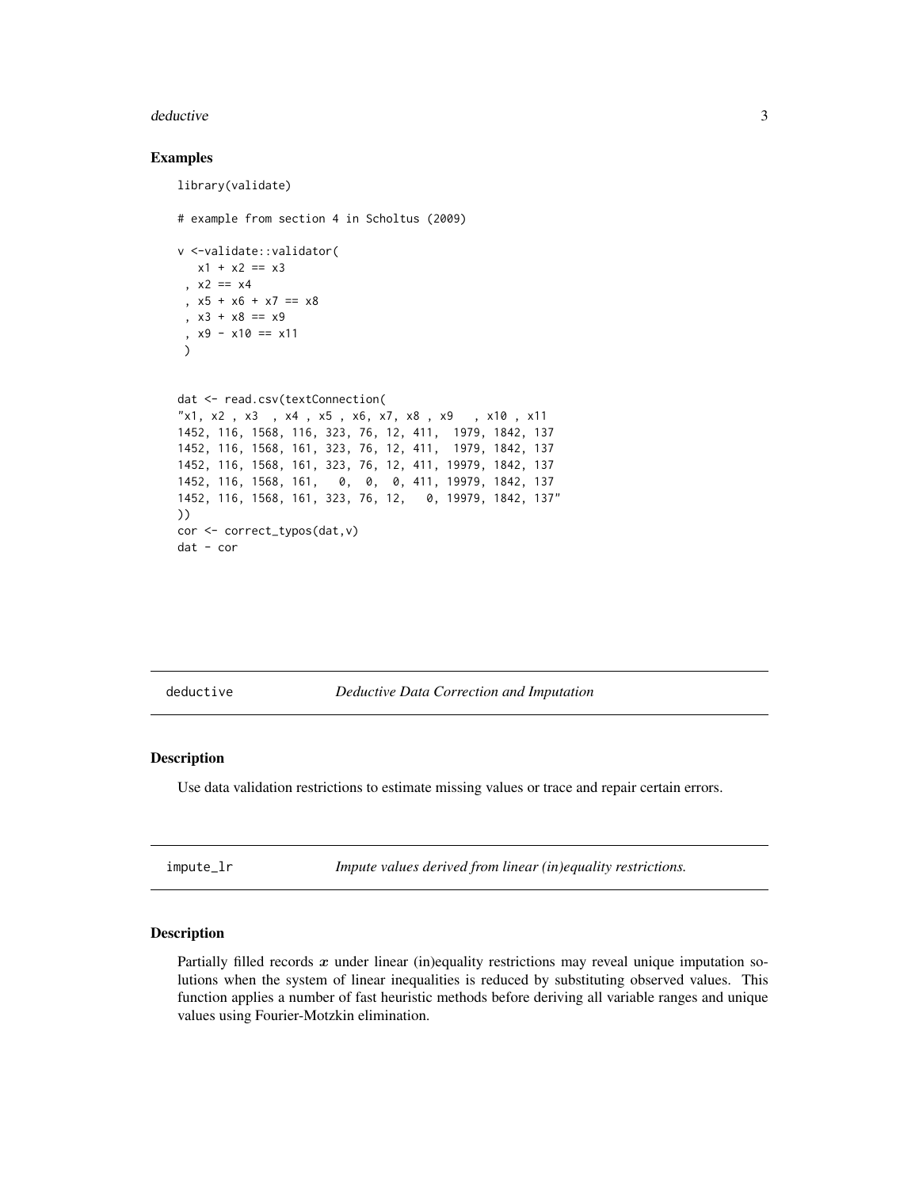## Examples

```
library(validate)

# example from section 4 in Scholtus (2009)

v <-validate::validator(
   x1 + x2 == x3
 , x2 == x4
 , x5 + x6 + x7 == x8
 , x3 + x8 == x9
 , x9 - x10 == x11
 )


dat <- read.csv(textConnection(
"x1, x2 , x3  , x4 , x5 , x6, x7, x8 , x9   , x10 , x11
1452, 116, 1568, 116, 323, 76, 12, 411,  1979, 1842, 137
1452, 116, 1568, 161, 323, 76, 12, 411,  1979, 1842, 137
1452, 116, 1568, 161, 323, 76, 12, 411, 19979, 1842, 137
1452, 116, 1568, 161,   0,  0,  0, 411, 19979, 1842, 137
1452, 116, 1568, 161, 323, 76, 12,   0, 19979, 1842, 137"
))
cor <- correct_typos(dat,v)
dat - cor
```

---

`deductive` *Deductive Data Correction and Imputation*

## Description

Use data validation restrictions to estimate missing values or trace and repair certain errors.

---

`impute_lr` *Impute values derived from linear (in)equality restrictions.*

## Description

Partially filled records $x$ under linear (in)equality restrictions may reveal unique imputation solutions when the system of linear inequalities is reduced by substituting observed values. This function applies a number of fast heuristic methods before deriving all variable ranges and unique values using Fourier-Motzkin elimination.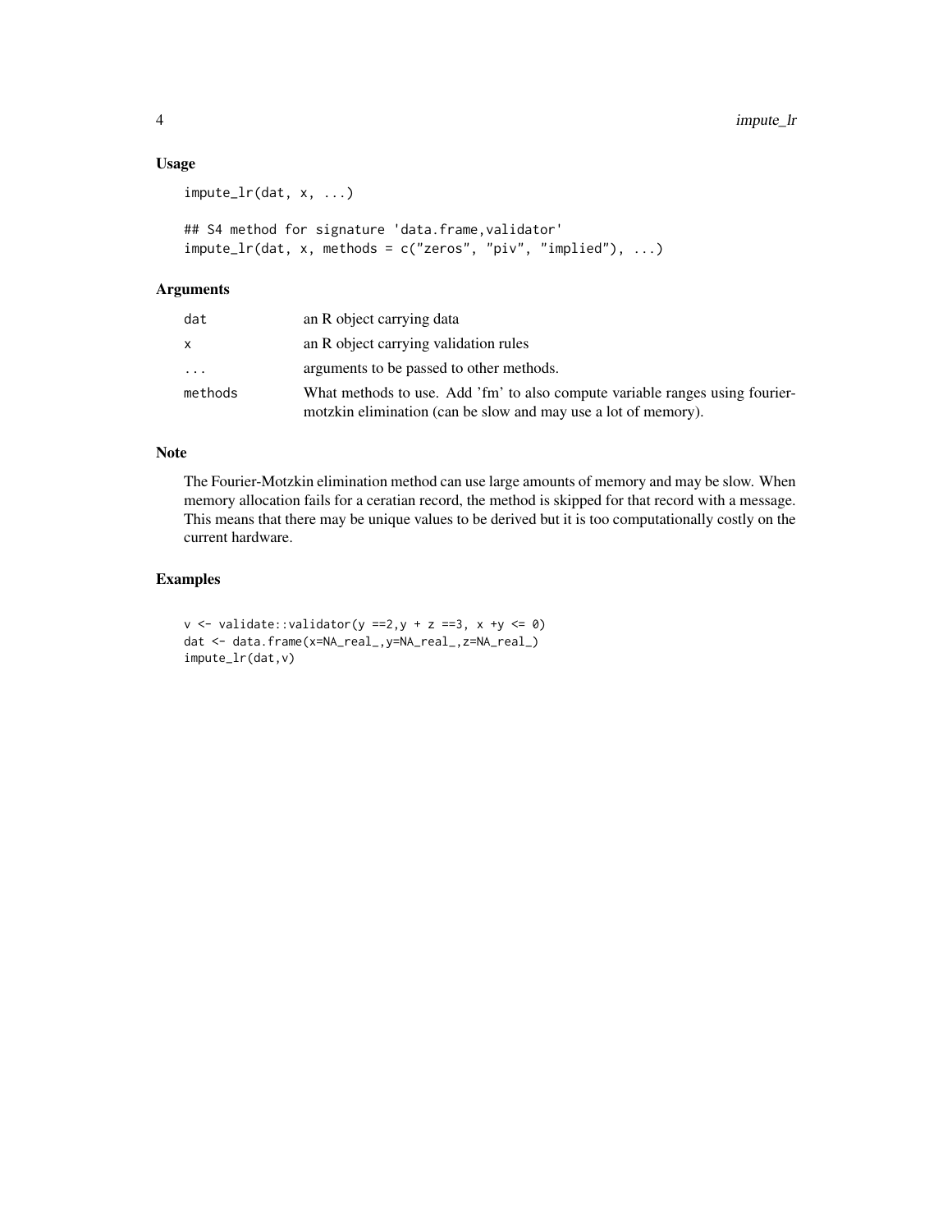## Usage

```
impute_lr(dat, x, ...)

## S4 method for signature 'data.frame,validator'
impute_lr(dat, x, methods = c("zeros", "piv", "implied"), ...)
```

## Arguments

| | |
|---|---|
| dat | an R object carrying data |
| x | an R object carrying validation rules |
| ... | arguments to be passed to other methods. |
| methods | What methods to use. Add 'fm' to also compute variable ranges using fourier-motzkin elimination (can be slow and may use a lot of memory). |

## Note

The Fourier-Motzkin elimination method can use large amounts of memory and may be slow. When memory allocation fails for a ceratian record, the method is skipped for that record with a message. This means that there may be unique values to be derived but it is too computationally costly on the current hardware.

## Examples

```
v <- validate::validator(y ==2,y + z ==3, x +y <= 0)
dat <- data.frame(x=NA_real_,y=NA_real_,z=NA_real_)
impute_lr(dat,v)
```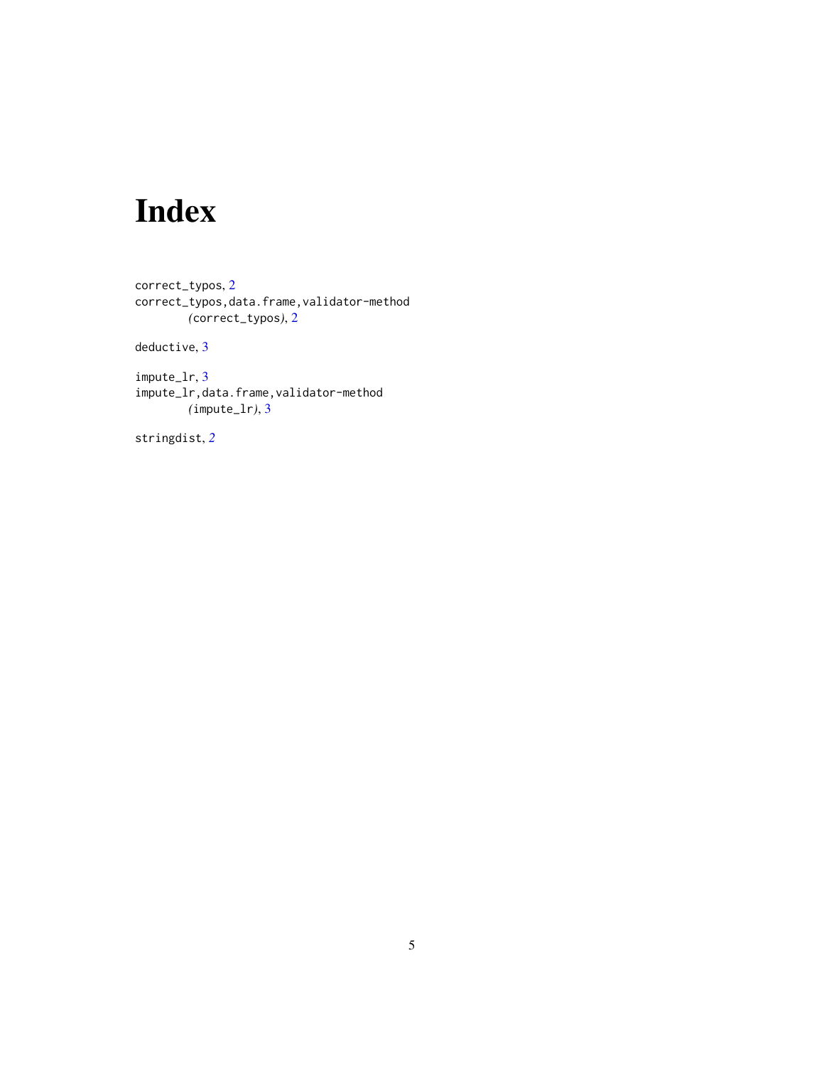# Index

correct_typos, 2
correct_typos,data.frame,validator-method
    (correct_typos), 2

deductive, 3

impute_lr, 3
impute_lr,data.frame,validator-method
    (impute_lr), 3

stringdist, *2*